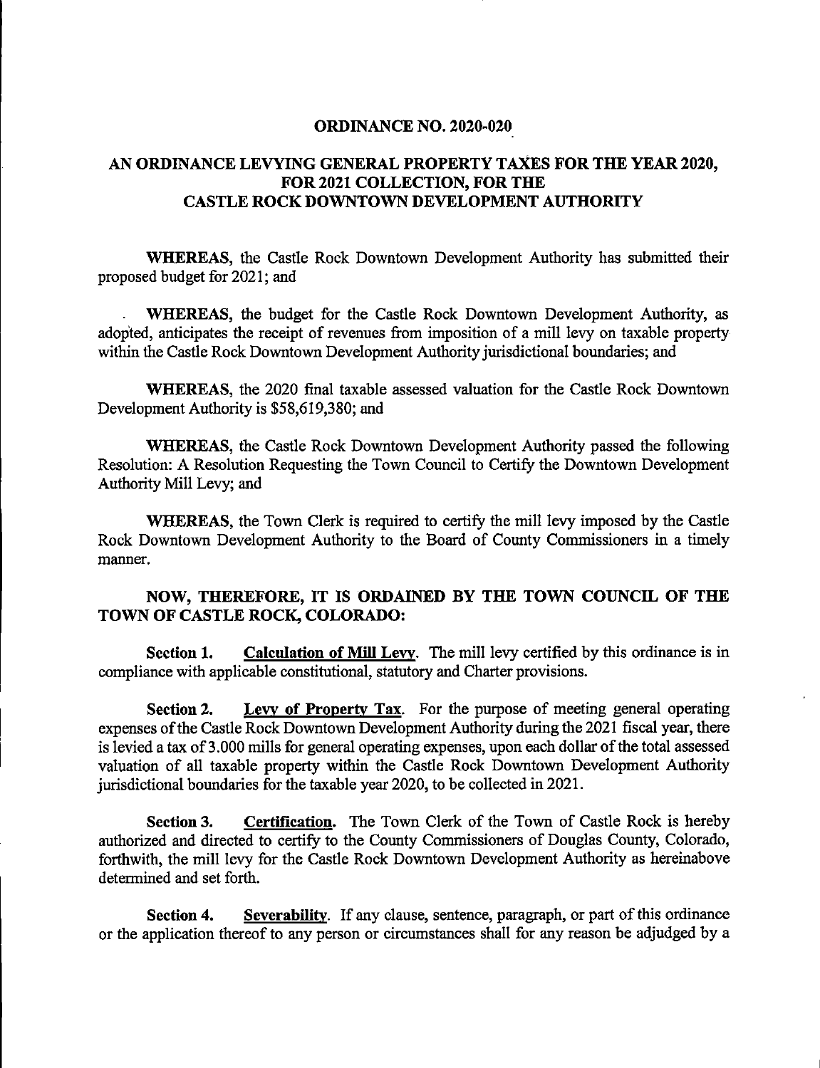# ORDINANCE NO. 2020-020

## AN ORDINANCE LEVYING GENERAL PROPERTY TAXES FOR THE YEAR 2020, FOR 2021 COLLECTION, FOR THE CASTLE ROCK DOWNTOWN DEVELOPMENT AUTHORITY

**WHEREAS,** the Castle Rock Downtown Development Authority has submitted their proposed budget for 2021; and

**WHEREAS,** the budget for the Castle Rock Downtown Development Authority, as adopted, anticipates the receipt of revenues from imposition of a mill levy on taxable property within the Castle Rock Downtown Development Authority jurisdictional boundaries; and

**WHEREAS,** the 2020 final taxable assessed valuation for the Castle Rock Downtown Development Authority is $58,619,380; and

**WHEREAS,** the Castle Rock Downtown Development Authority passed the following Resolution: A Resolution Requesting the Town Council to Certify the Downtown Development Authority Mill Levy; and

**WHEREAS,** the Town Clerk is required to certify the mill levy imposed by the Castle Rock Downtown Development Authority to the Board of County Commissioners in a timely manner.

**NOW, THEREFORE, IT IS ORDAINED BY THE TOWN COUNCIL OF THE TOWN OF CASTLE ROCK, COLORADO:**

**Section 1.** **Calculation of Mill Levy**. The mill levy certified by this ordinance is in compliance with applicable constitutional, statutory and Charter provisions.

**Section 2.** **Levy of Property Tax**. For the purpose of meeting general operating expenses of the Castle Rock Downtown Development Authority during the 2021 fiscal year, there is levied a tax of 3.000 mills for general operating expenses, upon each dollar of the total assessed valuation of all taxable property within the Castle Rock Downtown Development Authority jurisdictional boundaries for the taxable year 2020, to be collected in 2021.

**Section 3.** **Certification**. The Town Clerk of the Town of Castle Rock is hereby authorized and directed to certify to the County Commissioners of Douglas County, Colorado, forthwith, the mill levy for the Castle Rock Downtown Development Authority as hereinabove determined and set forth.

**Section 4.** **Severability**. If any clause, sentence, paragraph, or part of this ordinance or the application thereof to any person or circumstances shall for any reason be adjudged by a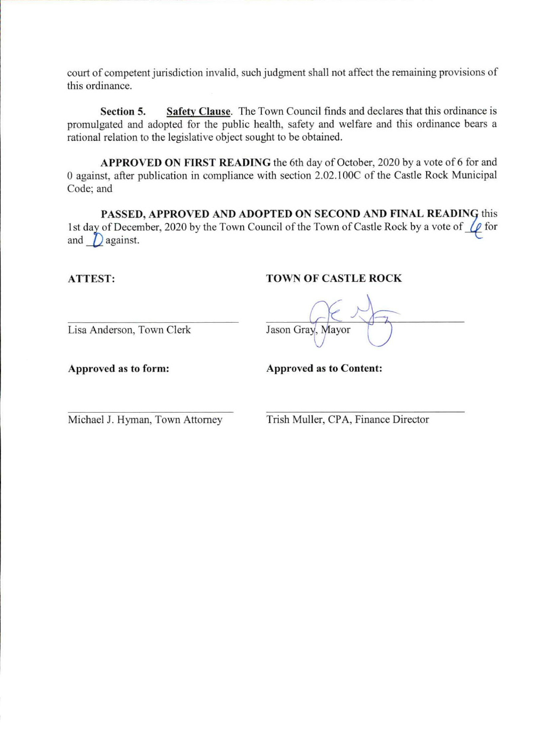court of competent jurisdiction invalid, such judgment shall not affect the remaining provisions of this ordinance.

**Section 5.** **Safety Clause**. The Town Council finds and declares that this ordinance is promulgated and adopted for the public health, safety and welfare and this ordinance bears a rational relation to the legislative object sought to be obtained.

**APPROVED ON FIRST READING** the 6th day of October, 2020 by a vote of 6 for and 0 against, after publication in compliance with section 2.02.100C of the Castle Rock Municipal Code; and

**PASSED, APPROVED AND ADOPTED ON SECOND AND FINAL READING** this 1st day of December, 2020 by the Town Council of the Town of Castle Rock by a vote of 6 for and 0 against.

**ATTEST:**

______________________________
Lisa Anderson, Town Clerk

**TOWN OF CASTLE ROCK**

______________________________
Jason Gray, Mayor

**Approved as to form:**

______________________________
Michael J. Hyman, Town Attorney

**Approved as to Content:**

______________________________
Trish Muller, CPA, Finance Director